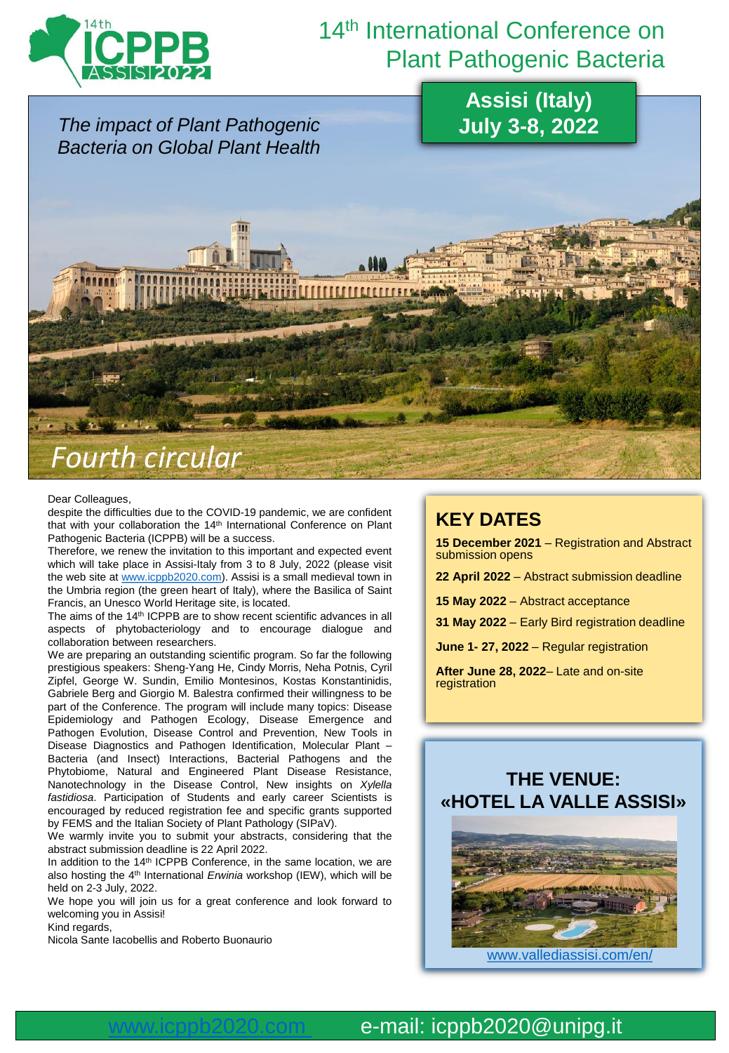# 14th International Conference on Plant Pathogenic Bacteria

*The impact of Plant Pathogenic Bacteria on Global Plant Health*

**Assisi (Italy)**
**July 3-8, 2022**

## *Fourth circular*

Dear Colleagues,

despite the difficulties due to the COVID-19 pandemic, we are confident that with your collaboration the 14th International Conference on Plant Pathogenic Bacteria (ICPPB) will be a success.

Therefore, we renew the invitation to this important and expected event which will take place in Assisi-Italy from 3 to 8 July, 2022 (please visit the web site at www.icppb2020.com). Assisi is a small medieval town in the Umbria region (the green heart of Italy), where the Basilica of Saint Francis, an Unesco World Heritage site, is located.

The aims of the 14th ICPPB are to show recent scientific advances in all aspects of phytobacteriology and to encourage dialogue and collaboration between researchers.

We are preparing an outstanding scientific program. So far the following prestigious speakers: Sheng-Yang He, Cindy Morris, Neha Potnis, Cyril Zipfel, George W. Sundin, Emilio Montesinos, Kostas Konstantinidis, Gabriele Berg and Giorgio M. Balestra confirmed their willingness to be part of the Conference. The program will include many topics: Disease Epidemiology and Pathogen Ecology, Disease Emergence and Pathogen Evolution, Disease Control and Prevention, New Tools in Disease Diagnostics and Pathogen Identification, Molecular Plant – Bacteria (and Insect) Interactions, Bacterial Pathogens and the Phytobiome, Natural and Engineered Plant Disease Resistance, Nanotechnology in the Disease Control, New insights on *Xylella fastidiosa*. Participation of Students and early career Scientists is encouraged by reduced registration fee and specific grants supported by FEMS and the Italian Society of Plant Pathology (SIPaV).

We warmly invite you to submit your abstracts, considering that the abstract submission deadline is 22 April 2022.

In addition to the 14th ICPPB Conference, in the same location, we are also hosting the 4th International *Erwinia* workshop (IEW), which will be held on 2-3 July, 2022.

We hope you will join us for a great conference and look forward to welcoming you in Assisi!

Kind regards,

Nicola Sante Iacobellis and Roberto Buonaurio

## KEY DATES

**15 December 2021** – Registration and Abstract submission opens

**22 April 2022** – Abstract submission deadline

**15 May 2022** – Abstract acceptance

**31 May 2022** – Early Bird registration deadline

**June 1- 27, 2022** – Regular registration

**After June 28, 2022**– Late and on-site registration

## THE VENUE: «HOTEL LA VALLE ASSISI»

www.vallediassisi.com/en/

www.icppb2020.com e-mail: icppb2020@unipg.it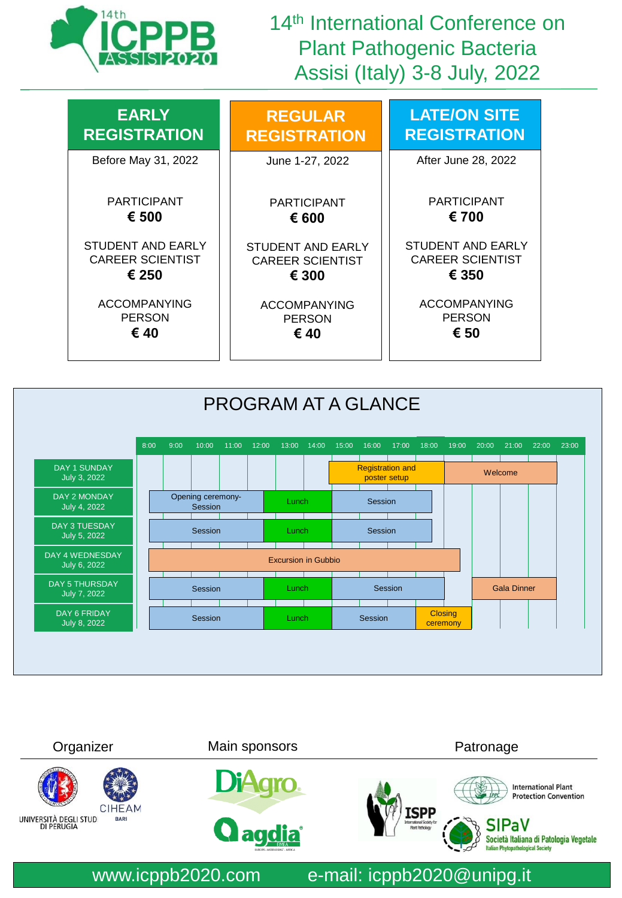# 14th International Conference on Plant Pathogenic Bacteria

## Assisi (Italy) 3-8 July, 2022

| EARLY REGISTRATION | REGULAR REGISTRATION | LATE/ON SITE REGISTRATION |
|---|---|---|
| Before May 31, 2022 | June 1-27, 2022 | After June 28, 2022 |
| PARTICIPANT **€ 500** | PARTICIPANT **€ 600** | PARTICIPANT **€ 700** |
| STUDENT AND EARLY CAREER SCIENTIST **€ 250** | STUDENT AND EARLY CAREER SCIENTIST **€ 300** | STUDENT AND EARLY CAREER SCIENTIST **€ 350** |
| ACCOMPANYING PERSON **€ 40** | ACCOMPANYING PERSON **€ 40** | ACCOMPANYING PERSON **€ 50** |

## PROGRAM AT A GLANCE

| Day | Schedule (8:00–23:00) |
|---|---|
| DAY 1 SUNDAY July 3, 2022 | Registration and poster setup (15:00–19:00); Welcome (19:00–23:00) |
| DAY 2 MONDAY July 4, 2022 | Opening ceremony-Session (8:00–12:00); Lunch (12:00–15:00); Session (15:00–18:00) |
| DAY 3 TUESDAY July 5, 2022 | Session (8:00–12:00); Lunch (12:00–15:00); Session (15:00–18:00) |
| DAY 4 WEDNESDAY July 6, 2022 | Excursion in Gubbio (8:00–19:00) |
| DAY 5 THURSDAY July 7, 2022 | Session (8:00–12:00); Lunch (12:00–15:00); Session (15:00–19:00); Gala Dinner (20:00–23:00) |
| DAY 6 FRIDAY July 8, 2022 | Session (8:00–12:00); Lunch (12:00–15:00); Session (15:00–18:00); Closing ceremony (18:00–20:00) |

Organizer

Università degli Studi di Perugia

CIHEAM Bari

Main sponsors

DiAgro

agdia EMEA

Patronage

ISPP International Society for Plant Pathology

International Plant Protection Convention

SIPaV Società Italiana di Patologia Vegetale – Italian Phytopathological Society

www.icppb2020.com e-mail: icppb2020@unipg.it